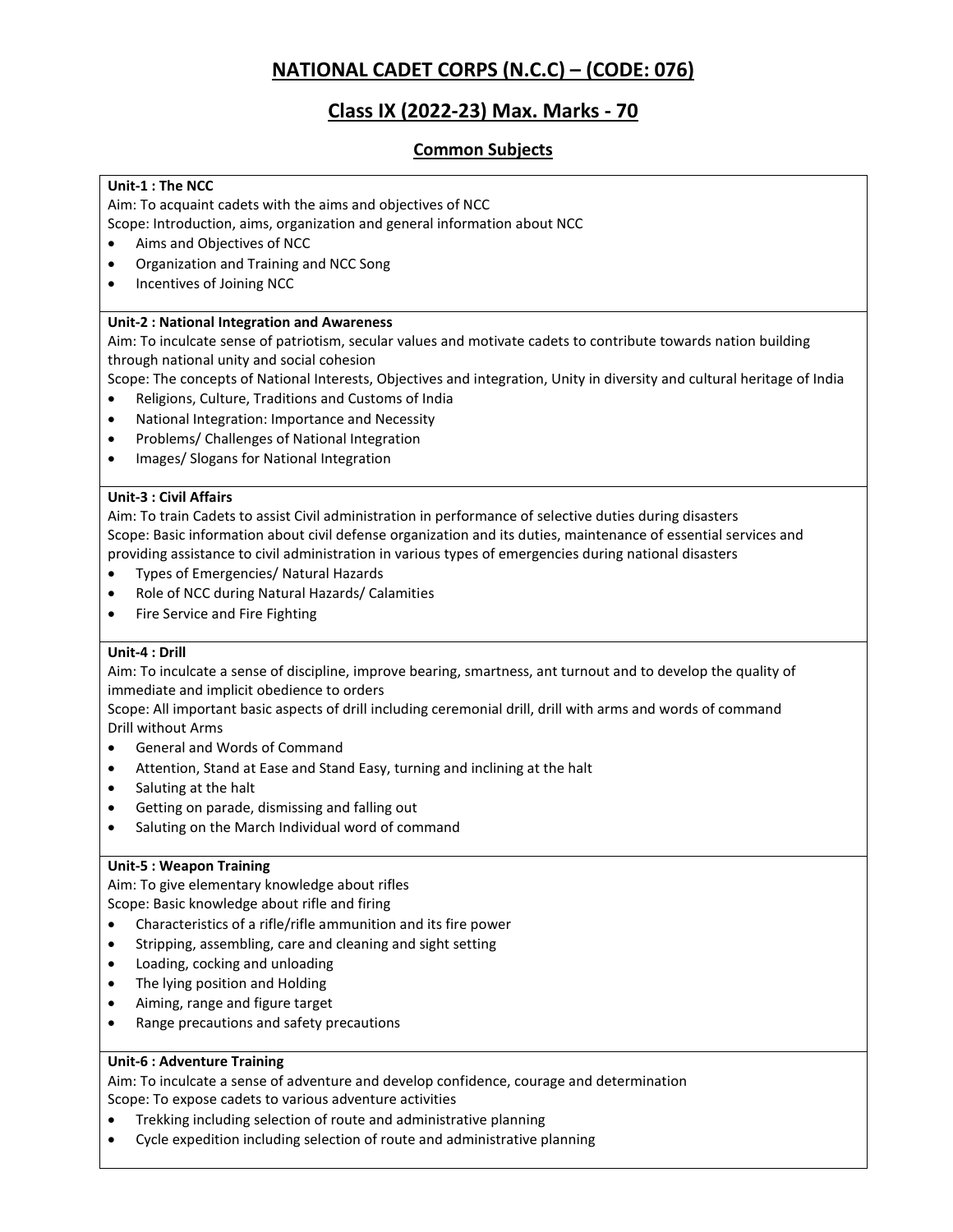# NATIONAL CADET CORPS (N.C.C) – (CODE: 076)

## Class IX (2022-23) Max. Marks - 70

### Common Subjects

**Unit-1 : The NCC**

Aim: To acquaint cadets with the aims and objectives of NCC

Scope: Introduction, aims, organization and general information about NCC

- Aims and Objectives of NCC
- Organization and Training and NCC Song
- Incentives of Joining NCC

**Unit-2 : National Integration and Awareness**

Aim: To inculcate sense of patriotism, secular values and motivate cadets to contribute towards nation building through national unity and social cohesion

Scope: The concepts of National Interests, Objectives and integration, Unity in diversity and cultural heritage of India

- Religions, Culture, Traditions and Customs of India
- National Integration: Importance and Necessity
- Problems/ Challenges of National Integration
- Images/ Slogans for National Integration

**Unit-3 : Civil Affairs**

Aim: To train Cadets to assist Civil administration in performance of selective duties during disasters

Scope: Basic information about civil defense organization and its duties, maintenance of essential services and providing assistance to civil administration in various types of emergencies during national disasters

- Types of Emergencies/ Natural Hazards
- Role of NCC during Natural Hazards/ Calamities
- Fire Service and Fire Fighting

**Unit-4 : Drill**

Aim: To inculcate a sense of discipline, improve bearing, smartness, ant turnout and to develop the quality of immediate and implicit obedience to orders

Scope: All important basic aspects of drill including ceremonial drill, drill with arms and words of command

Drill without Arms

- General and Words of Command
- Attention, Stand at Ease and Stand Easy, turning and inclining at the halt
- Saluting at the halt
- Getting on parade, dismissing and falling out
- Saluting on the March Individual word of command

**Unit-5 : Weapon Training**

Aim: To give elementary knowledge about rifles

Scope: Basic knowledge about rifle and firing

- Characteristics of a rifle/rifle ammunition and its fire power
- Stripping, assembling, care and cleaning and sight setting
- Loading, cocking and unloading
- The lying position and Holding
- Aiming, range and figure target
- Range precautions and safety precautions

**Unit-6 : Adventure Training**

Aim: To inculcate a sense of adventure and develop confidence, courage and determination

Scope: To expose cadets to various adventure activities

- Trekking including selection of route and administrative planning
- Cycle expedition including selection of route and administrative planning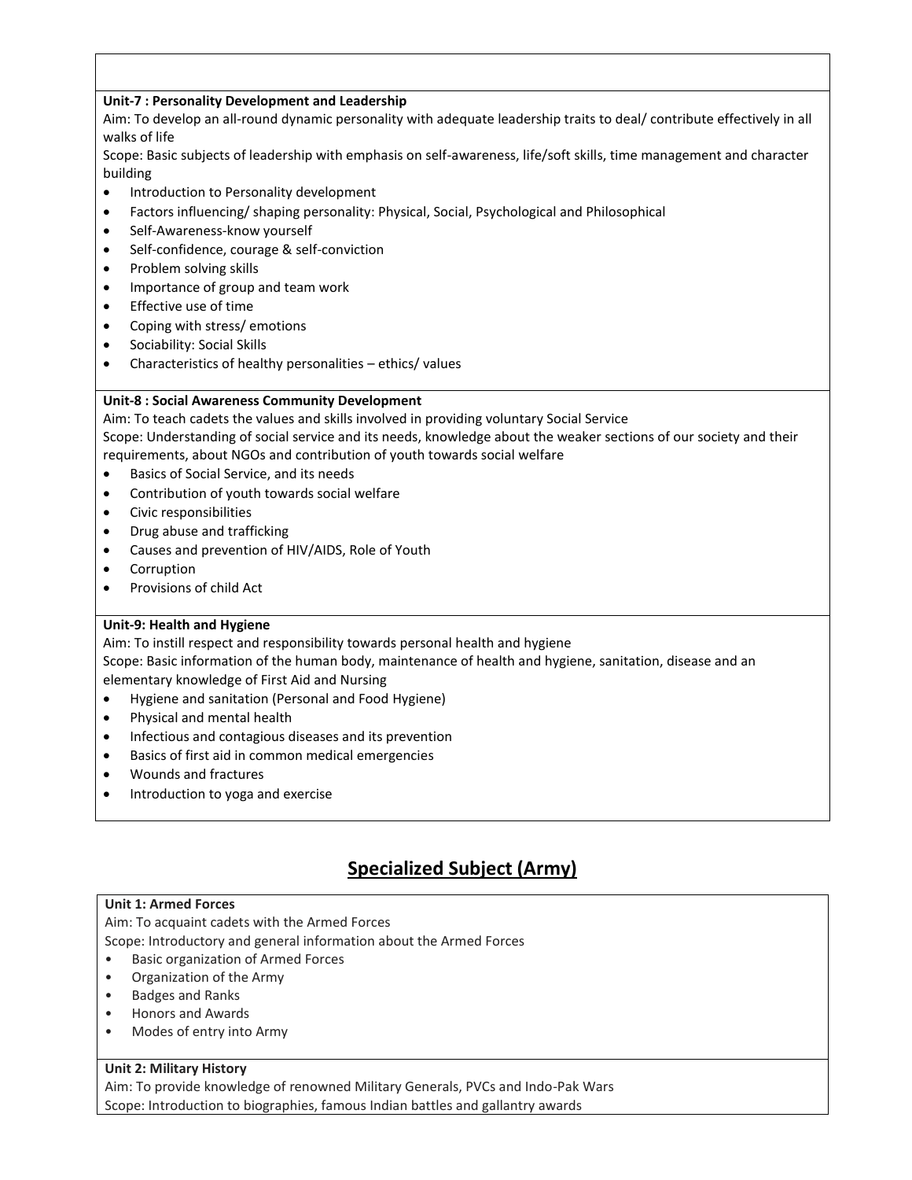**Unit-7 : Personality Development and Leadership**

Aim: To develop an all-round dynamic personality with adequate leadership traits to deal/ contribute effectively in all walks of life

Scope: Basic subjects of leadership with emphasis on self-awareness, life/soft skills, time management and character building

- Introduction to Personality development
- Factors influencing/ shaping personality: Physical, Social, Psychological and Philosophical
- Self-Awareness-know yourself
- Self-confidence, courage & self-conviction
- Problem solving skills
- Importance of group and team work
- Effective use of time
- Coping with stress/ emotions
- Sociability: Social Skills
- Characteristics of healthy personalities – ethics/ values

**Unit-8 : Social Awareness Community Development**

Aim: To teach cadets the values and skills involved in providing voluntary Social Service

Scope: Understanding of social service and its needs, knowledge about the weaker sections of our society and their requirements, about NGOs and contribution of youth towards social welfare

- Basics of Social Service, and its needs
- Contribution of youth towards social welfare
- Civic responsibilities
- Drug abuse and trafficking
- Causes and prevention of HIV/AIDS, Role of Youth
- Corruption
- Provisions of child Act

**Unit-9: Health and Hygiene**

Aim: To instill respect and responsibility towards personal health and hygiene

Scope: Basic information of the human body, maintenance of health and hygiene, sanitation, disease and an elementary knowledge of First Aid and Nursing

- Hygiene and sanitation (Personal and Food Hygiene)
- Physical and mental health
- Infectious and contagious diseases and its prevention
- Basics of first aid in common medical emergencies
- Wounds and fractures
- Introduction to yoga and exercise

## Specialized Subject (Army)

**Unit 1: Armed Forces**

Aim: To acquaint cadets with the Armed Forces

Scope: Introductory and general information about the Armed Forces

- Basic organization of Armed Forces
- Organization of the Army
- Badges and Ranks
- Honors and Awards
- Modes of entry into Army

**Unit 2: Military History**

Aim: To provide knowledge of renowned Military Generals, PVCs and Indo-Pak Wars

Scope: Introduction to biographies, famous Indian battles and gallantry awards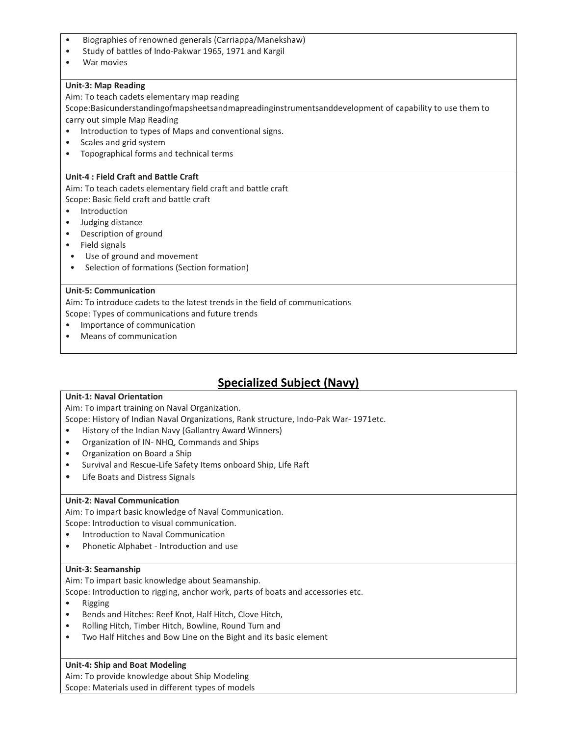- Biographies of renowned generals (Carriappa/Manekshaw)
- Study of battles of Indo-Pakwar 1965, 1971 and Kargil
- War movies

**Unit-3: Map Reading**

Aim: To teach cadets elementary map reading

Scope:Basicunderstandingofmapsheetsandmapreadinginstrumentsanddevelopment of capability to use them to carry out simple Map Reading

- Introduction to types of Maps and conventional signs.
- Scales and grid system
- Topographical forms and technical terms

**Unit-4 : Field Craft and Battle Craft**

Aim: To teach cadets elementary field craft and battle craft

Scope: Basic field craft and battle craft

- Introduction
- Judging distance
- Description of ground
- Field signals
- Use of ground and movement
- Selection of formations (Section formation)

**Unit-5: Communication**

Aim: To introduce cadets to the latest trends in the field of communications

Scope: Types of communications and future trends

- Importance of communication
- Means of communication

## Specialized Subject (Navy)

**Unit-1: Naval Orientation**

Aim: To impart training on Naval Organization.

Scope: History of Indian Naval Organizations, Rank structure, Indo-Pak War- 1971etc.

- History of the Indian Navy (Gallantry Award Winners)
- Organization of IN- NHQ, Commands and Ships
- Organization on Board a Ship
- Survival and Rescue-Life Safety Items onboard Ship, Life Raft
- Life Boats and Distress Signals

**Unit-2: Naval Communication**

Aim: To impart basic knowledge of Naval Communication.

Scope: Introduction to visual communication.

- Introduction to Naval Communication
- Phonetic Alphabet - Introduction and use

**Unit-3: Seamanship**

Aim: To impart basic knowledge about Seamanship.

Scope: Introduction to rigging, anchor work, parts of boats and accessories etc.

- Rigging
- Bends and Hitches: Reef Knot, Half Hitch, Clove Hitch,
- Rolling Hitch, Timber Hitch, Bowline, Round Turn and
- Two Half Hitches and Bow Line on the Bight and its basic element

**Unit-4: Ship and Boat Modeling**

Aim: To provide knowledge about Ship Modeling

Scope: Materials used in different types of models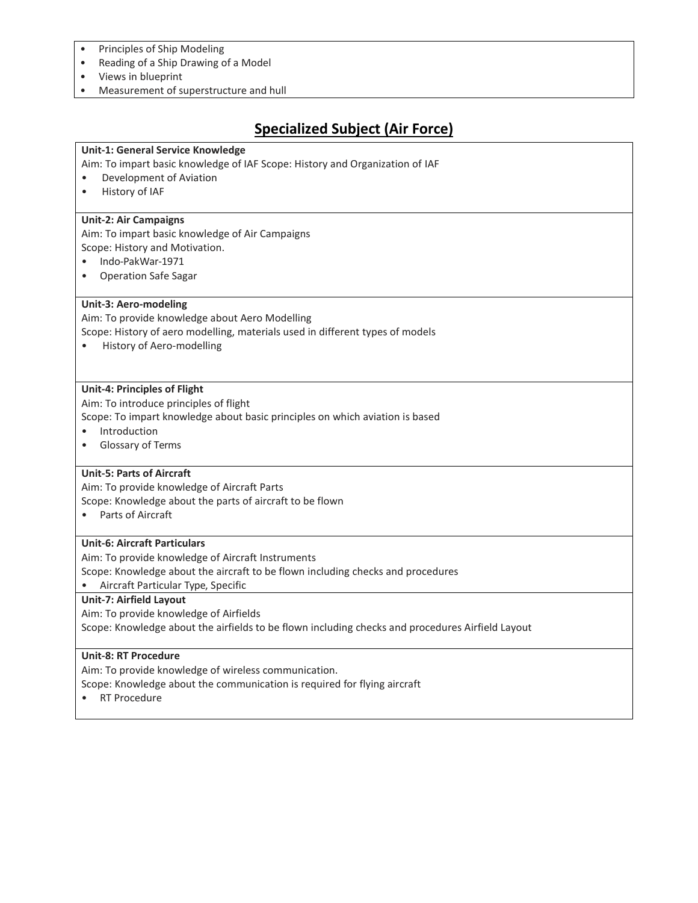- Principles of Ship Modeling
- Reading of a Ship Drawing of a Model
- Views in blueprint
- Measurement of superstructure and hull

## Specialized Subject (Air Force)

**Unit-1: General Service Knowledge**

Aim: To impart basic knowledge of IAF Scope: History and Organization of IAF

- Development of Aviation
- History of IAF

**Unit-2: Air Campaigns**

Aim: To impart basic knowledge of Air Campaigns

Scope: History and Motivation.

- Indo-PakWar-1971
- Operation Safe Sagar

**Unit-3: Aero-modeling**

Aim: To provide knowledge about Aero Modelling

Scope: History of aero modelling, materials used in different types of models

- History of Aero-modelling

**Unit-4: Principles of Flight**

Aim: To introduce principles of flight

Scope: To impart knowledge about basic principles on which aviation is based

- Introduction
- Glossary of Terms

**Unit-5: Parts of Aircraft**

Aim: To provide knowledge of Aircraft Parts

Scope: Knowledge about the parts of aircraft to be flown

- Parts of Aircraft

**Unit-6: Aircraft Particulars**

Aim: To provide knowledge of Aircraft Instruments

Scope: Knowledge about the aircraft to be flown including checks and procedures

- Aircraft Particular Type, Specific

**Unit-7: Airfield Layout**

Aim: To provide knowledge of Airfields

Scope: Knowledge about the airfields to be flown including checks and procedures Airfield Layout

**Unit-8: RT Procedure**

Aim: To provide knowledge of wireless communication.

Scope: Knowledge about the communication is required for flying aircraft

- RT Procedure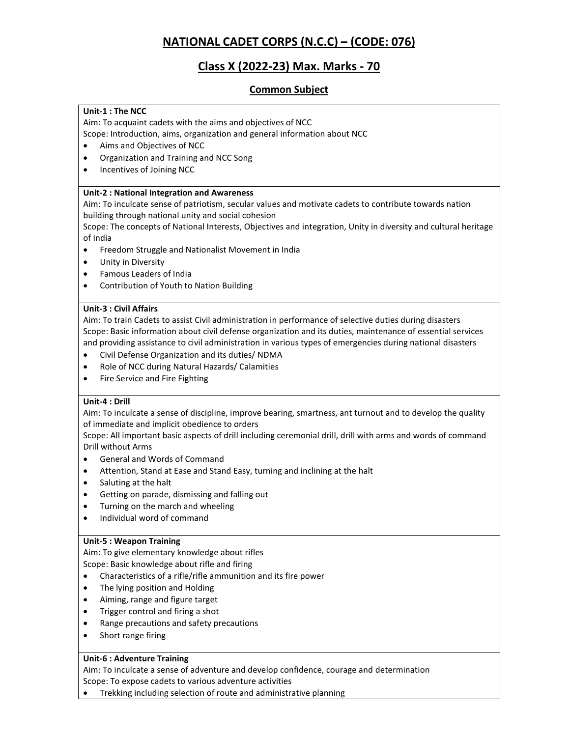# NATIONAL CADET CORPS (N.C.C) – (CODE: 076)

## Class X (2022-23) Max. Marks - 70

### Common Subject

**Unit-1 : The NCC**

Aim: To acquaint cadets with the aims and objectives of NCC

Scope: Introduction, aims, organization and general information about NCC

- Aims and Objectives of NCC
- Organization and Training and NCC Song
- Incentives of Joining NCC

**Unit-2 : National Integration and Awareness**

Aim: To inculcate sense of patriotism, secular values and motivate cadets to contribute towards nation building through national unity and social cohesion

Scope: The concepts of National Interests, Objectives and integration, Unity in diversity and cultural heritage of India

- Freedom Struggle and Nationalist Movement in India
- Unity in Diversity
- Famous Leaders of India
- Contribution of Youth to Nation Building

**Unit-3 : Civil Affairs**

Aim: To train Cadets to assist Civil administration in performance of selective duties during disasters

Scope: Basic information about civil defense organization and its duties, maintenance of essential services and providing assistance to civil administration in various types of emergencies during national disasters

- Civil Defense Organization and its duties/ NDMA
- Role of NCC during Natural Hazards/ Calamities
- Fire Service and Fire Fighting

**Unit-4 : Drill**

Aim: To inculcate a sense of discipline, improve bearing, smartness, ant turnout and to develop the quality of immediate and implicit obedience to orders

Scope: All important basic aspects of drill including ceremonial drill, drill with arms and words of command Drill without Arms

- General and Words of Command
- Attention, Stand at Ease and Stand Easy, turning and inclining at the halt
- Saluting at the halt
- Getting on parade, dismissing and falling out
- Turning on the march and wheeling
- Individual word of command

**Unit-5 : Weapon Training**

Aim: To give elementary knowledge about rifles

Scope: Basic knowledge about rifle and firing

- Characteristics of a rifle/rifle ammunition and its fire power
- The lying position and Holding
- Aiming, range and figure target
- Trigger control and firing a shot
- Range precautions and safety precautions
- Short range firing

**Unit-6 : Adventure Training**

Aim: To inculcate a sense of adventure and develop confidence, courage and determination

Scope: To expose cadets to various adventure activities

- Trekking including selection of route and administrative planning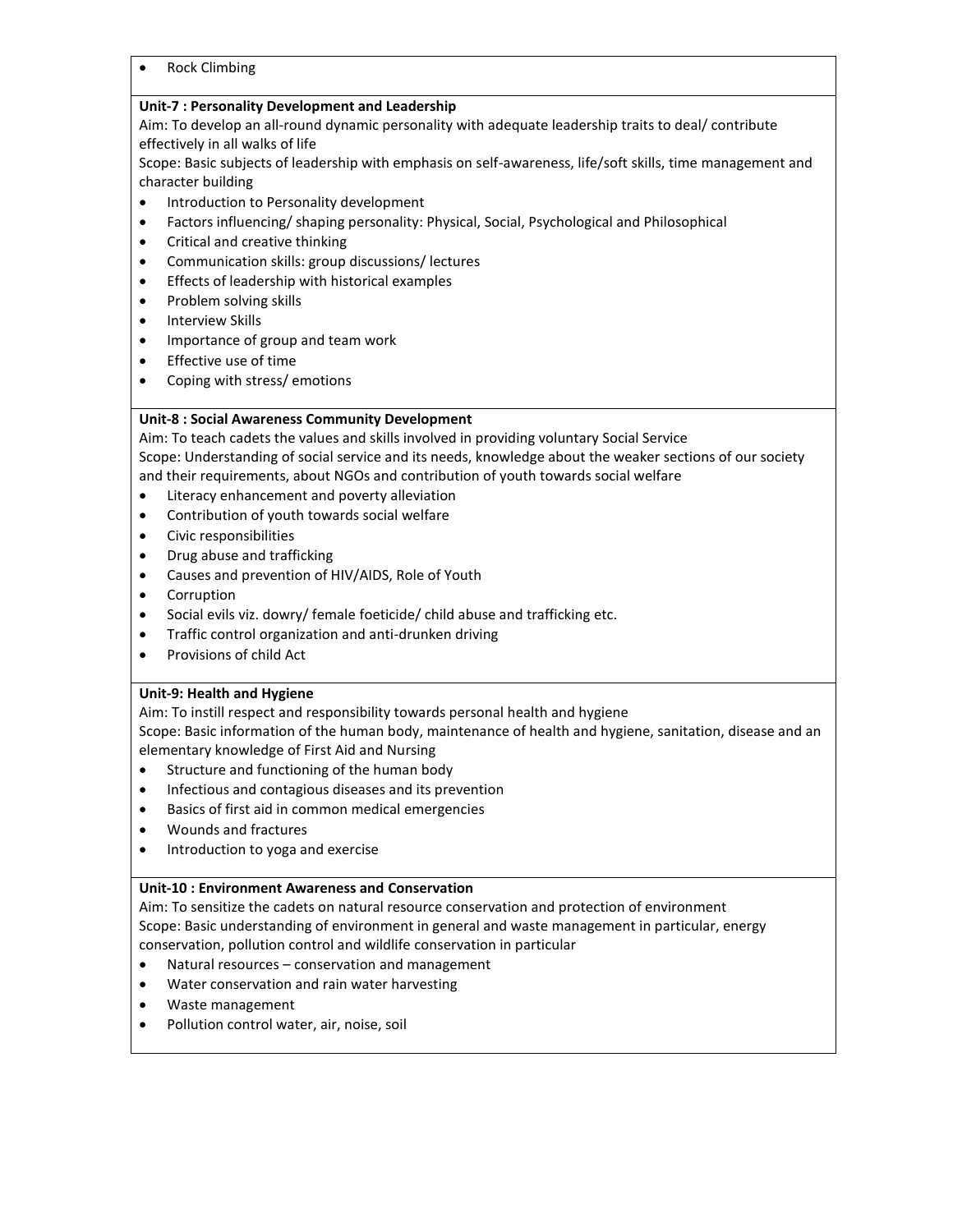- Rock Climbing

**Unit-7 : Personality Development and Leadership**

Aim: To develop an all-round dynamic personality with adequate leadership traits to deal/ contribute effectively in all walks of life

Scope: Basic subjects of leadership with emphasis on self-awareness, life/soft skills, time management and character building

- Introduction to Personality development
- Factors influencing/ shaping personality: Physical, Social, Psychological and Philosophical
- Critical and creative thinking
- Communication skills: group discussions/ lectures
- Effects of leadership with historical examples
- Problem solving skills
- Interview Skills
- Importance of group and team work
- Effective use of time
- Coping with stress/ emotions

**Unit-8 : Social Awareness Community Development**

Aim: To teach cadets the values and skills involved in providing voluntary Social Service

Scope: Understanding of social service and its needs, knowledge about the weaker sections of our society and their requirements, about NGOs and contribution of youth towards social welfare

- Literacy enhancement and poverty alleviation
- Contribution of youth towards social welfare
- Civic responsibilities
- Drug abuse and trafficking
- Causes and prevention of HIV/AIDS, Role of Youth
- Corruption
- Social evils viz. dowry/ female foeticide/ child abuse and trafficking etc.
- Traffic control organization and anti-drunken driving
- Provisions of child Act

**Unit-9: Health and Hygiene**

Aim: To instill respect and responsibility towards personal health and hygiene

Scope: Basic information of the human body, maintenance of health and hygiene, sanitation, disease and an elementary knowledge of First Aid and Nursing

- Structure and functioning of the human body
- Infectious and contagious diseases and its prevention
- Basics of first aid in common medical emergencies
- Wounds and fractures
- Introduction to yoga and exercise

**Unit-10 : Environment Awareness and Conservation**

Aim: To sensitize the cadets on natural resource conservation and protection of environment

Scope: Basic understanding of environment in general and waste management in particular, energy conservation, pollution control and wildlife conservation in particular

- Natural resources – conservation and management
- Water conservation and rain water harvesting
- Waste management
- Pollution control water, air, noise, soil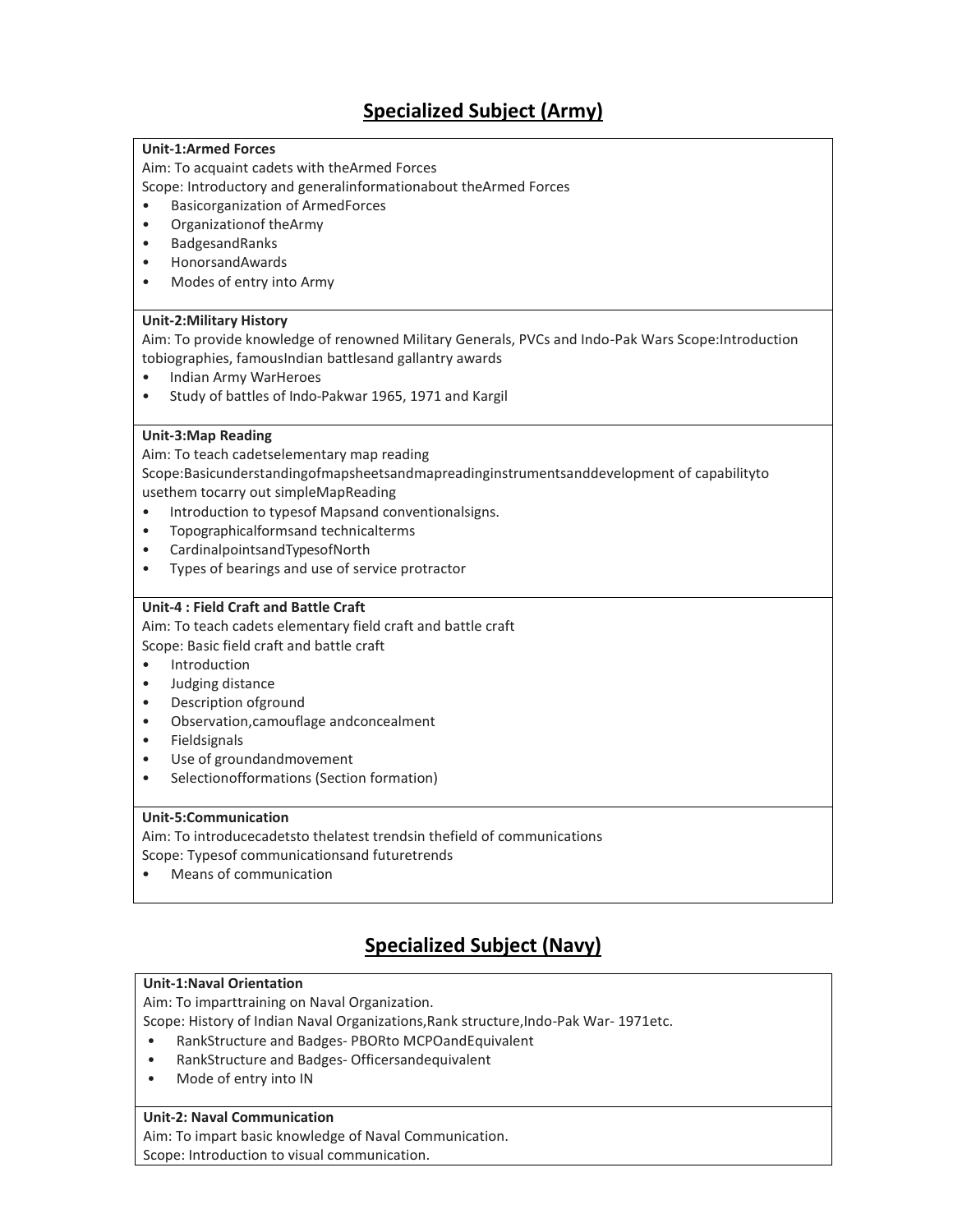## Specialized Subject (Army)

**Unit-1:Armed Forces**

Aim: To acquaint cadets with theArmed Forces

Scope: Introductory and generalinformationabout theArmed Forces

- Basicorganization of ArmedForces
- Organizationof theArmy
- BadgesandRanks
- HonorsandAwards
- Modes of entry into Army

**Unit-2:Military History**

Aim: To provide knowledge of renowned Military Generals, PVCs and Indo-Pak Wars Scope:Introduction tobiographies, famousIndian battlesand gallantry awards

- Indian Army WarHeroes
- Study of battles of Indo-Pakwar 1965, 1971 and Kargil

**Unit-3:Map Reading**

Aim: To teach cadetselementary map reading

Scope:Basicunderstandingofmapsheetsandmapreadinginstrumentsanddevelopment of capabilityto usethem tocarry out simpleMapReading

- Introduction to typesof Mapsand conventionalsigns.
- Topographicalformsand technicalterms
- CardinalpointsandTypesofNorth
- Types of bearings and use of service protractor

**Unit-4 : Field Craft and Battle Craft**

Aim: To teach cadets elementary field craft and battle craft

Scope: Basic field craft and battle craft

- Introduction
- Judging distance
- Description ofground
- Observation,camouflage andconcealment
- Fieldsignals
- Use of groundandmovement
- Selectionofformations (Section formation)

**Unit-5:Communication**

Aim: To introducecadetsto thelatest trendsin thefield of communications

Scope: Typesof communicationsand futuretrends

- Means of communication

## Specialized Subject (Navy)

**Unit-1:Naval Orientation**

Aim: To imparttraining on Naval Organization.

Scope: History of Indian Naval Organizations,Rank structure,Indo-Pak War- 1971etc.

- RankStructure and Badges- PBORto MCPOandEquivalent
- RankStructure and Badges- Officersandequivalent
- Mode of entry into IN

**Unit-2: Naval Communication**

Aim: To impart basic knowledge of Naval Communication.

Scope: Introduction to visual communication.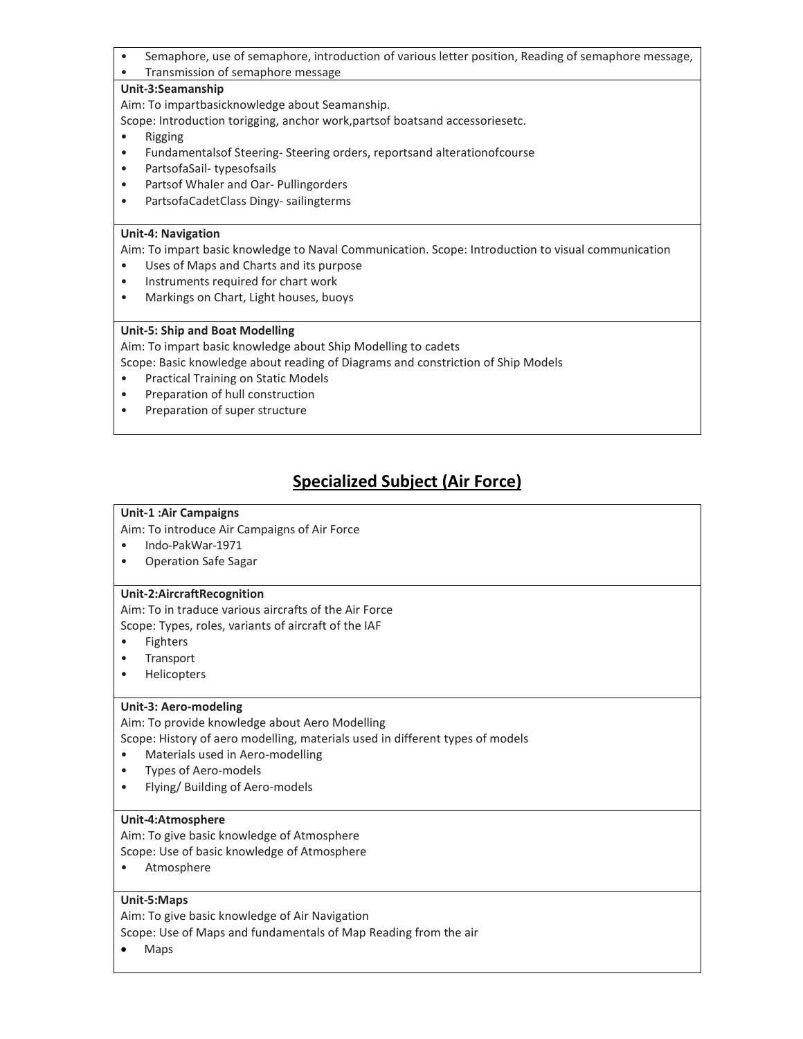- Semaphore, use of semaphore, introduction of various letter position, Reading of semaphore message,
- Transmission of semaphore message

**Unit-3:Seamanship**

Aim: To impartbasicknowledge about Seamanship.

Scope: Introduction torigging, anchor work,partsof boatsand accessoriesetc.

- Rigging
- Fundamentalsof Steering- Steering orders, reportsand alterationofcourse
- PartsofaSail- typesofsails
- Partsof Whaler and Oar- Pullingorders
- PartsofaCadetClass Dingy- sailingterms

**Unit-4: Navigation**

Aim: To impart basic knowledge to Naval Communication. Scope: Introduction to visual communication

- Uses of Maps and Charts and its purpose
- Instruments required for chart work
- Markings on Chart, Light houses, buoys

**Unit-5: Ship and Boat Modelling**

Aim: To impart basic knowledge about Ship Modelling to cadets

Scope: Basic knowledge about reading of Diagrams and constriction of Ship Models

- Practical Training on Static Models
- Preparation of hull construction
- Preparation of super structure

## Specialized Subject (Air Force)

**Unit-1 :Air Campaigns**

Aim: To introduce Air Campaigns of Air Force

- Indo-PakWar-1971
- Operation Safe Sagar

**Unit-2:AircraftRecognition**

Aim: To in traduce various aircrafts of the Air Force

Scope: Types, roles, variants of aircraft of the IAF

- Fighters
- Transport
- Helicopters

**Unit-3: Aero-modeling**

Aim: To provide knowledge about Aero Modelling

Scope: History of aero modelling, materials used in different types of models

- Materials used in Aero-modelling
- Types of Aero-models
- Flying/ Building of Aero-models

**Unit-4:Atmosphere**

Aim: To give basic knowledge of Atmosphere

Scope: Use of basic knowledge of Atmosphere

- Atmosphere

**Unit-5:Maps**

Aim: To give basic knowledge of Air Navigation

Scope: Use of Maps and fundamentals of Map Reading from the air

- Maps